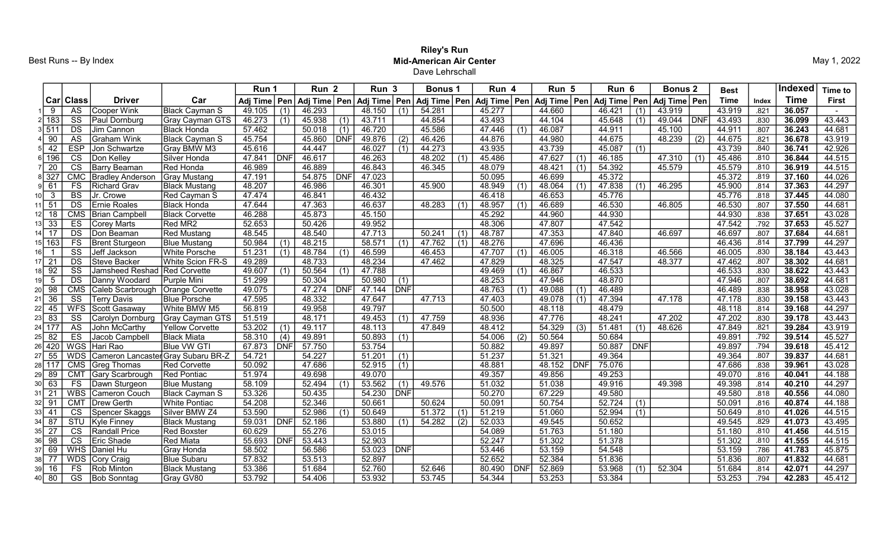Best Runs -- By Index

**Riley's Run**
**Mid-American Air Center**
Dave Lehrschall

May 1, 2022

| | Car | Class | Driver | Car | Run 1 | | Run 2 | | Run 3 | | Bonus 1 | | Run 4 | | Run 5 | | Run 6 | | Bonus 2 | | Best | | Indexed | Time to |
|---|---|---|---|---|---|---|---|---|---|---|---|---|---|---|---|---|---|---|---|---|---|---|---|---|
| | | | | | Adj Time | Pen | Adj Time | Pen | Adj Time | Pen | Adj Time | Pen | Adj Time | Pen | Adj Time | Pen | Adj Time | Pen | Adj Time | Pen | Time | Index | Time | First |
| 1 | 9 | AS | Cooper Wink | Black Cayman S | 49.105 | (1) | 46.293 | | 48.150 | (1) | 54.281 | | 45.277 | | 44.660 | | 46.421 | (1) | 43.919 | | 43.919 | .821 | **36.057** | - |
| 2 | 183 | SS | Paul Dornburg | Gray Cayman GTS | 46.273 | (1) | 45.938 | (1) | 43.711 | | 44.854 | | 43.493 | | 44.104 | | 45.648 | (1) | 49.044 | DNF | 43.493 | .830 | **36.099** | 43.443 |
| 3 | 511 | DS | Jim Cannon | Black Honda | 57.462 | | 50.018 | (1) | 46.720 | | 45.586 | | 47.446 | (1) | 46.087 | | 44.911 | | 45.100 | | 44.911 | .807 | **36.243** | 44.681 |
| 4 | 90 | AS | Graham Wink | Black Cayman S | 45.754 | | 45.860 | DNF | 49.876 | (2) | 46.426 | | 44.876 | | 44.980 | | 44.675 | | 48.239 | (2) | 44.675 | .821 | **36.678** | 43.919 |
| 5 | 42 | ESP | Jon Schwartze | Gray BMW M3 | 45.616 | | 44.447 | | 46.027 | (1) | 44.273 | | 43.935 | | 43.739 | | 45.087 | (1) | | | 43.739 | .840 | **36.741** | 42.926 |
| 6 | 196 | CS | Don Kelley | Silver Honda | 47.841 | DNF | 46.617 | | 46.263 | | 48.202 | (1) | 45.486 | | 47.627 | (1) | 46.185 | | 47.310 | (1) | 45.486 | .810 | **36.844** | 44.515 |
| 7 | 20 | CS | Barry Beaman | Red Honda | 46.989 | | 46.889 | | 46.843 | | 46.345 | | 48.079 | | 48.421 | (1) | 54.392 | | 45.579 | | 45.579 | .810 | **36.919** | 44.515 |
| 8 | 327 | CMC | Bradley Anderson | Gray Mustang | 47.191 | | 54.875 | DNF | 47.023 | | | | 50.095 | | 46.699 | | 45.372 | | | | 45.372 | .819 | **37.160** | 44.026 |
| 9 | 61 | FS | Richard Grav | Black Mustang | 48.207 | | 46.986 | | 46.301 | | 45.900 | | 48.949 | (1) | 48.064 | (1) | 47.838 | (1) | 46.295 | | 45.900 | .814 | **37.363** | 44.297 |
| 10 | 3 | BS | Jr. Crowe | Red Cayman S | 47.474 | | 46.841 | | 46.432 | | | | 46.418 | | 46.653 | | 45.776 | | | | 45.776 | .818 | **37.445** | 44.080 |
| 11 | 51 | DS | Ernie Roales | Black Honda | 47.644 | | 47.363 | | 46.637 | | 48.283 | (1) | 48.957 | (1) | 46.689 | | 46.530 | | 46.805 | | 46.530 | .807 | **37.550** | 44.681 |
| 12 | 18 | CMS | Brian Campbell | Black Corvette | 46.288 | | 45.873 | | 45.150 | | | | 45.292 | | 44.960 | | 44.930 | | | | 44.930 | .838 | **37.651** | 43.028 |
| 13 | 33 | ES | Corey Marts | Red MR2 | 52.653 | | 50.426 | | 49.952 | | | | 48.306 | | 47.807 | | 47.542 | | | | 47.542 | .792 | **37.653** | 45.527 |
| 14 | 17 | DS | Don Beaman | Red Mustang | 48.545 | | 48.540 | | 47.713 | | 50.241 | (1) | 48.787 | | 47.353 | | 47.840 | | 46.697 | | 46.697 | .807 | **37.684** | 44.681 |
| 15 | 163 | FS | Brent Sturgeon | Blue Mustang | 50.984 | (1) | 48.215 | | 58.571 | (1) | 47.762 | (1) | 48.276 | | 47.696 | | 46.436 | | | | 46.436 | .814 | **37.799** | 44.297 |
| 16 | 1 | SS | Jeff Jackson | White Porsche | 51.231 | (1) | 48.784 | (1) | 46.599 | | 46.453 | | 47.707 | (1) | 46.005 | | 46.318 | | 46.566 | | 46.005 | .830 | **38.184** | 43.443 |
| 17 | 21 | DS | Steve Backer | White Scion FR-S | 49.289 | | 48.733 | | 48.234 | | 47.462 | | 47.829 | | 48.325 | | 47.547 | | 48.377 | | 47.462 | .807 | **38.302** | 44.681 |
| 18 | 92 | SS | Jamsheed Reshad | Red Corvette | 49.607 | (1) | 50.564 | (1) | 47.788 | | | | 49.469 | (1) | 46.867 | | 46.533 | | | | 46.533 | .830 | **38.622** | 43.443 |
| 19 | 5 | DS | Danny Woodard | Purple Mini | 51.299 | | 50.304 | | 50.980 | (1) | | | 48.253 | | 47.946 | | 48.870 | | | | 47.946 | .807 | **38.692** | 44.681 |
| 20 | 98 | CMS | Caleb Scarbrough | Orange Corvette | 49.075 | | 47.274 | DNF | 47.144 | DNF | | | 48.763 | (1) | 49.088 | (1) | 46.489 | | | | 46.489 | .838 | **38.958** | 43.028 |
| 21 | 36 | SS | Terry Davis | Blue Porsche | 47.595 | | 48.332 | | 47.647 | | 47.713 | | 47.403 | | 49.078 | (1) | 47.394 | | 47.178 | | 47.178 | .830 | **39.158** | 43.443 |
| 22 | 45 | WFS | Scott Gasaway | White BMW M5 | 56.819 | | 49.958 | | 49.797 | | | | 50.500 | | 48.118 | | 48.479 | | | | 48.118 | .814 | **39.168** | 44.297 |
| 23 | 83 | SS | Carolyn Dornburg | Gray Cayman GTS | 51.519 | | 48.171 | | 49.453 | (1) | 47.759 | | 48.936 | | 47.776 | | 48.241 | | 47.202 | | 47.202 | .830 | **39.178** | 43.443 |
| 24 | 177 | AS | John McCarthy | Yellow Corvette | 53.202 | (1) | 49.117 | | 48.113 | | 47.849 | | 48.412 | | 54.329 | (3) | 51.481 | (1) | 48.626 | | 47.849 | .821 | **39.284** | 43.919 |
| 25 | 82 | ES | Jacob Campbell | Black Miata | 58.310 | (4) | 49.891 | | 50.893 | (1) | | | 54.006 | (2) | 50.564 | | 50.684 | | | | 49.891 | .792 | **39.514** | 45.527 |
| 26 | 420 | WGS | Hari Rao | Blue VW GTI | 67.873 | DNF | 57.750 | | 53.754 | | | | 50.882 | | 49.897 | | 50.887 | DNF | | | 49.897 | .794 | **39.618** | 45.412 |
| 27 | 55 | WDS | Cameron Lancaster | Gray Subaru BR-Z | 54.721 | | 54.227 | | 51.201 | (1) | | | 51.237 | | 51.321 | | 49.364 | | | | 49.364 | .807 | **39.837** | 44.681 |
| 28 | 117 | CMS | Greg Thomas | Red Corvette | 50.092 | | 47.686 | | 52.915 | (1) | | | 48.881 | | 48.152 | DNF | 75.076 | | | | 47.686 | .838 | **39.961** | 43.028 |
| 29 | 89 | CMT | Gary Scarbrough | Red Pontiac | 51.974 | | 49.698 | | 49.070 | | | | 49.357 | | 49.856 | | 49.253 | | | | 49.070 | .816 | **40.041** | 44.188 |
| 30 | 63 | FS | Dawn Sturgeon | Blue Mustang | 58.109 | | 52.494 | (1) | 53.562 | (1) | 49.576 | | 51.032 | | 51.038 | | 49.916 | | 49.398 | | 49.398 | .814 | **40.210** | 44.297 |
| 31 | 21 | WBS | Cameron Couch | Black Cayman S | 53.326 | | 50.435 | | 54.230 | DNF | | | 50.270 | | 67.229 | | 49.580 | | | | 49.580 | .818 | **40.556** | 44.080 |
| 32 | 91 | CMT | Drew Gerth | White Pontiac | 54.208 | | 52.346 | | 50.661 | | 50.624 | | 50.091 | | 50.754 | | 52.724 | (1) | | | 50.091 | .816 | **40.874** | 44.188 |
| 33 | 41 | CS | Spencer Skaggs | Silver BMW Z4 | 53.590 | | 52.986 | (1) | 50.649 | | 51.372 | (1) | 51.219 | | 51.060 | | 52.994 | (1) | | | 50.649 | .810 | **41.026** | 44.515 |
| 34 | 87 | STU | Kyle Finney | Black Mustang | 59.031 | DNF | 52.186 | | 53.880 | (1) | 54.282 | (2) | 52.033 | | 49.545 | | 50.652 | | | | 49.545 | .829 | **41.073** | 43.495 |
| 35 | 27 | CS | Randall Price | Red Boxster | 60.629 | | 55.276 | | 53.015 | | | | 54.089 | | 51.763 | | 51.180 | | | | 51.180 | .810 | **41.456** | 44.515 |
| 36 | 98 | CS | Eric Shade | Red Miata | 55.693 | DNF | 53.443 | | 52.903 | | | | 52.247 | | 51.302 | | 51.378 | | | | 51.302 | .810 | **41.555** | 44.515 |
| 37 | 69 | WHS | Daniel Hu | Gray Honda | 58.502 | | 56.586 | | 53.023 | DNF | | | 53.446 | | 53.159 | | 54.548 | | | | 53.159 | .786 | **41.783** | 45.875 |
| 38 | 77 | WDS | Cory Craig | Blue Subaru | 57.832 | | 53.513 | | 52.897 | | | | 52.652 | | 52.384 | | 51.836 | | | | 51.836 | .807 | **41.832** | 44.681 |
| 39 | 16 | FS | Rob Minton | Black Mustang | 53.386 | | 51.684 | | 52.760 | | 52.646 | | 80.490 | DNF | 52.869 | | 53.968 | (1) | 52.304 | | 51.684 | .814 | **42.071** | 44.297 |
| 40 | 80 | GS | Bob Sonntag | Gray GV80 | 53.792 | | 54.406 | | 53.932 | | 53.745 | | 54.344 | | 53.253 | | 53.384 | | | | 53.253 | .794 | **42.283** | 45.412 |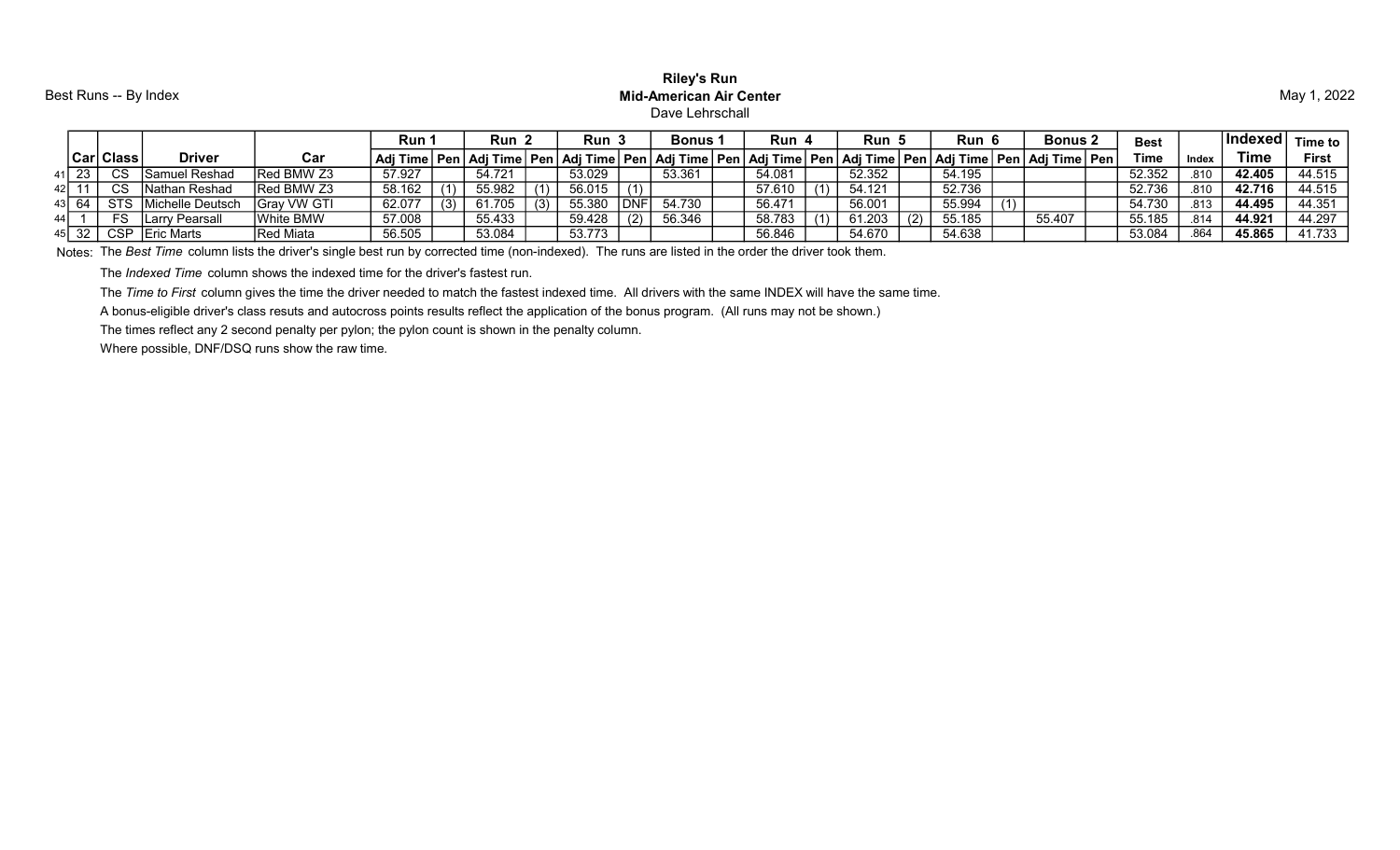Best Runs -- By Index

**Riley's Run**
**Mid-American Air Center**
Dave Lehrschall

May 1, 2022

| | Car | Class | Driver | Car | Run 1 | | Run 2 | | Run 3 | | Bonus 1 | | Run 4 | | Run 5 | | Run 6 | | Bonus 2 | | Best | | Indexed | Time to |
|---|---|---|---|---|---|---|---|---|---|---|---|---|---|---|---|---|---|---|---|---|---|---|---|---|
| | | | | | Adj Time | Pen | Adj Time | Pen | Adj Time | Pen | Adj Time | Pen | Adj Time | Pen | Adj Time | Pen | Adj Time | Pen | Adj Time | Pen | Time | Index | Time | First |
| 41 | 23 | CS | Samuel Reshad | Red BMW Z3 | 57.927 | | 54.721 | | 53.029 | | 53.361 | | 54.081 | | 52.352 | | 54.195 | | | | 52.352 | .810 | **42.405** | 44.515 |
| 42 | 11 | CS | Nathan Reshad | Red BMW Z3 | 58.162 | (1) | 55.982 | (1) | 56.015 | (1) | | | 57.610 | (1) | 54.121 | | 52.736 | | | | 52.736 | .810 | **42.716** | 44.515 |
| 43 | 64 | STS | Michelle Deutsch | Gray VW GTI | 62.077 | (3) | 61.705 | (3) | 55.380 | DNF | 54.730 | | 56.471 | | 56.001 | | 55.994 | (1) | | | 54.730 | .813 | **44.495** | 44.351 |
| 44 | 1 | FS | Larry Pearsall | White BMW | 57.008 | | 55.433 | | 59.428 | (2) | 56.346 | | 58.783 | (1) | 61.203 | (2) | 55.185 | | 55.407 | | 55.185 | .814 | **44.921** | 44.297 |
| 45 | 32 | CSP | Eric Marts | Red Miata | 56.505 | | 53.084 | | 53.773 | | | | 56.846 | | 54.670 | | 54.638 | | | | 53.084 | .864 | **45.865** | 41.733 |

Notes: The *Best Time* column lists the driver's single best run by corrected time (non-indexed). The runs are listed in the order the driver took them.

The *Indexed Time* column shows the indexed time for the driver's fastest run.

The *Time to First* column gives the time the driver needed to match the fastest indexed time. All drivers with the same INDEX will have the same time.

A bonus-eligible driver's class resuts and autocross points results reflect the application of the bonus program. (All runs may not be shown.)

The times reflect any 2 second penalty per pylon; the pylon count is shown in the penalty column.

Where possible, DNF/DSQ runs show the raw time.